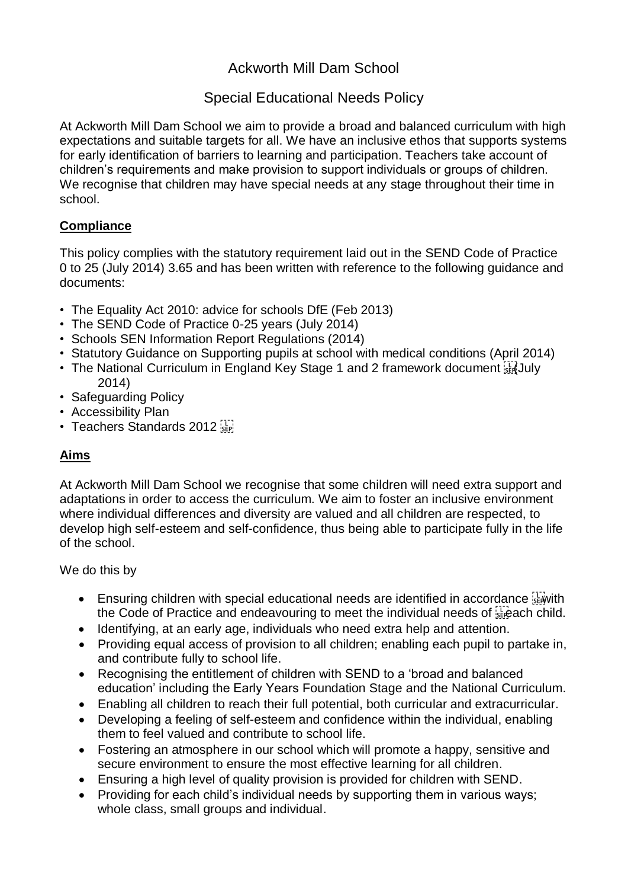# Ackworth Mill Dam School

## Special Educational Needs Policy

At Ackworth Mill Dam School we aim to provide a broad and balanced curriculum with high expectations and suitable targets for all. We have an inclusive ethos that supports systems for early identification of barriers to learning and participation. Teachers take account of children's requirements and make provision to support individuals or groups of children. We recognise that children may have special needs at any stage throughout their time in school.

### **Compliance**

This policy complies with the statutory requirement laid out in the SEND Code of Practice 0 to 25 (July 2014) 3.65 and has been written with reference to the following guidance and documents:

- The Equality Act 2010: advice for schools DfE (Feb 2013)
- The SEND Code of Practice 0-25 years (July 2014)
- Schools SEN Information Report Regulations (2014)
- Statutory Guidance on Supporting pupils at school with medical conditions (April 2014)
- The National Curriculum in England Key Stage 1 and 2 framework document (July 2014)
- Safeguarding Policy
- Accessibility Plan
- Teachers Standards 2012

### **Aims**

At Ackworth Mill Dam School we recognise that some children will need extra support and adaptations in order to access the curriculum. We aim to foster an inclusive environment where individual differences and diversity are valued and all children are respected, to develop high self-esteem and self-confidence, thus being able to participate fully in the life of the school.

We do this by

- Ensuring children with special educational needs are identified in accordance with the Code of Practice and endeavouring to meet the individual needs of each child.
- Identifying, at an early age, individuals who need extra help and attention.
- Providing equal access of provision to all children; enabling each pupil to partake in, and contribute fully to school life.
- Recognising the entitlement of children with SEND to a 'broad and balanced education' including the Early Years Foundation Stage and the National Curriculum.
- Enabling all children to reach their full potential, both curricular and extracurricular.
- Developing a feeling of self-esteem and confidence within the individual, enabling them to feel valued and contribute to school life.
- Fostering an atmosphere in our school which will promote a happy, sensitive and secure environment to ensure the most effective learning for all children.
- Ensuring a high level of quality provision is provided for children with SEND.
- Providing for each child's individual needs by supporting them in various ways; whole class, small groups and individual.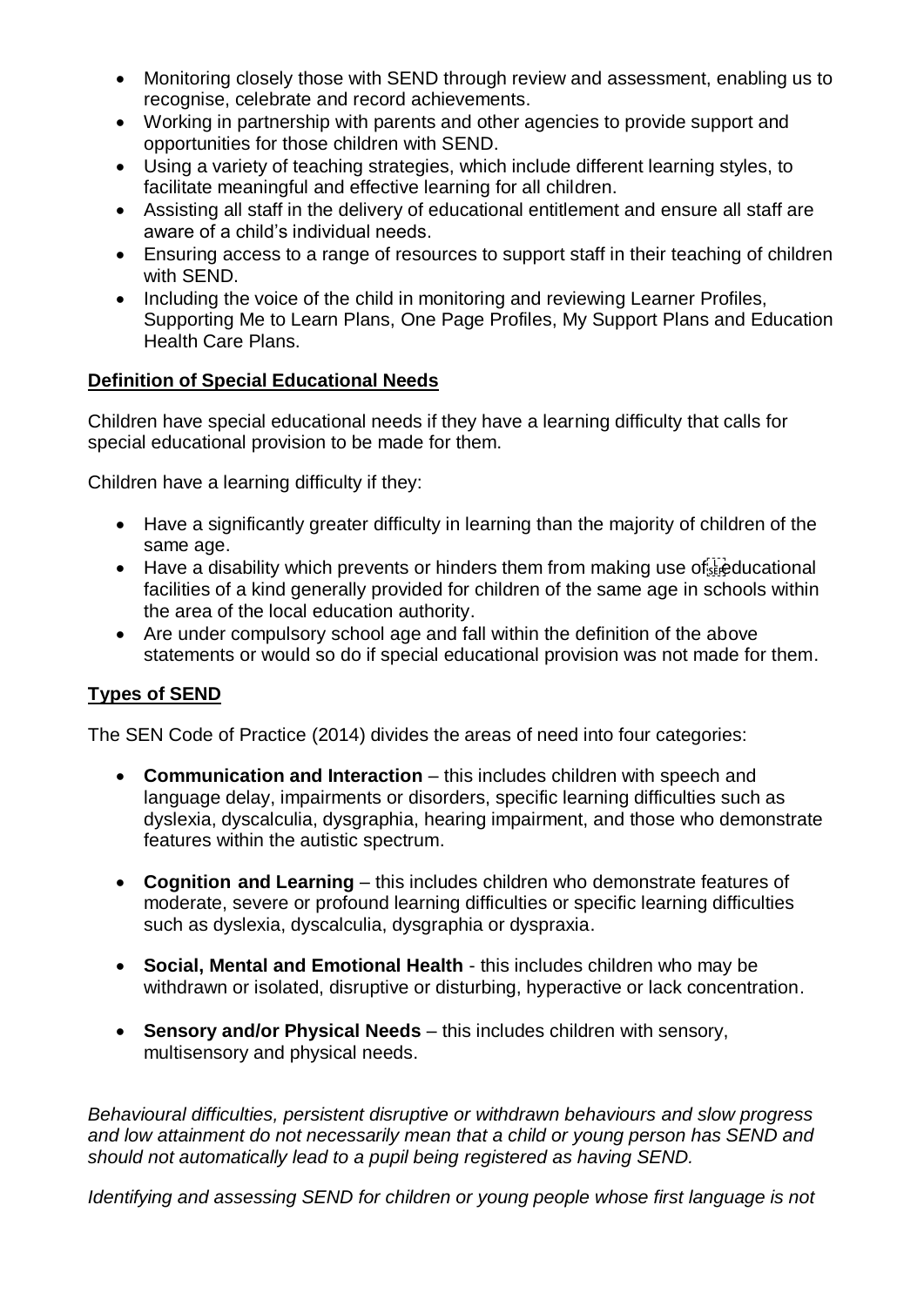- Monitoring closely those with SEND through review and assessment, enabling us to recognise, celebrate and record achievements.
- Working in partnership with parents and other agencies to provide support and opportunities for those children with SEND.
- Using a variety of teaching strategies, which include different learning styles, to facilitate meaningful and effective learning for all children.
- Assisting all staff in the delivery of educational entitlement and ensure all staff are aware of a child's individual needs.
- Ensuring access to a range of resources to support staff in their teaching of children with SEND.
- Including the voice of the child in monitoring and reviewing Learner Profiles, Supporting Me to Learn Plans, One Page Profiles, My Support Plans and Education Health Care Plans.

**Definition of Special Educational Needs**

Children have special educational needs if they have a learning difficulty that calls for special educational provision to be made for them.

Children have a learning difficulty if they:

- Have a significantly greater difficulty in learning than the majority of children of the same age.
- Have a disability which prevents or hinders them from making use of educational facilities of a kind generally provided for children of the same age in schools within the area of the local education authority.
- Are under compulsory school age and fall within the definition of the above statements or would so do if special educational provision was not made for them.

**Types of SEND**

The SEN Code of Practice (2014) divides the areas of need into four categories:

- **Communication and Interaction** – this includes children with speech and language delay, impairments or disorders, specific learning difficulties such as dyslexia, dyscalculia, dysgraphia, hearing impairment, and those who demonstrate features within the autistic spectrum.
- **Cognition and Learning** – this includes children who demonstrate features of moderate, severe or profound learning difficulties or specific learning difficulties such as dyslexia, dyscalculia, dysgraphia or dyspraxia.
- **Social, Mental and Emotional Health** - this includes children who may be withdrawn or isolated, disruptive or disturbing, hyperactive or lack concentration.
- **Sensory and/or Physical Needs** – this includes children with sensory, multisensory and physical needs.

*Behavioural difficulties, persistent disruptive or withdrawn behaviours and slow progress and low attainment do not necessarily mean that a child or young person has SEND and should not automatically lead to a pupil being registered as having SEND.*

*Identifying and assessing SEND for children or young people whose first language is not*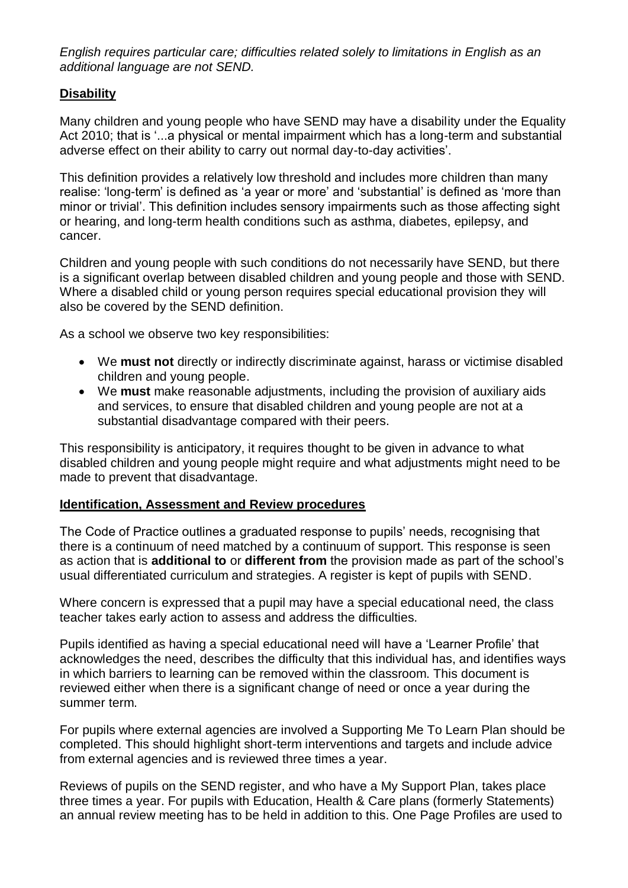*English requires particular care; difficulties related solely to limitations in English as an additional language are not SEND.*

## Disability

Many children and young people who have SEND may have a disability under the Equality Act 2010; that is '...a physical or mental impairment which has a long-term and substantial adverse effect on their ability to carry out normal day-to-day activities'.

This definition provides a relatively low threshold and includes more children than many realise: 'long-term' is defined as 'a year or more' and 'substantial' is defined as 'more than minor or trivial'. This definition includes sensory impairments such as those affecting sight or hearing, and long-term health conditions such as asthma, diabetes, epilepsy, and cancer.

Children and young people with such conditions do not necessarily have SEND, but there is a significant overlap between disabled children and young people and those with SEND. Where a disabled child or young person requires special educational provision they will also be covered by the SEND definition.

As a school we observe two key responsibilities:

- We **must not** directly or indirectly discriminate against, harass or victimise disabled children and young people.
- We **must** make reasonable adjustments, including the provision of auxiliary aids and services, to ensure that disabled children and young people are not at a substantial disadvantage compared with their peers.

This responsibility is anticipatory, it requires thought to be given in advance to what disabled children and young people might require and what adjustments might need to be made to prevent that disadvantage.

## Identification, Assessment and Review procedures

The Code of Practice outlines a graduated response to pupils' needs, recognising that there is a continuum of need matched by a continuum of support. This response is seen as action that is **additional to** or **different from** the provision made as part of the school's usual differentiated curriculum and strategies. A register is kept of pupils with SEND.

Where concern is expressed that a pupil may have a special educational need, the class teacher takes early action to assess and address the difficulties.

Pupils identified as having a special educational need will have a 'Learner Profile' that acknowledges the need, describes the difficulty that this individual has, and identifies ways in which barriers to learning can be removed within the classroom. This document is reviewed either when there is a significant change of need or once a year during the summer term.

For pupils where external agencies are involved a Supporting Me To Learn Plan should be completed. This should highlight short-term interventions and targets and include advice from external agencies and is reviewed three times a year.

Reviews of pupils on the SEND register, and who have a My Support Plan, takes place three times a year. For pupils with Education, Health & Care plans (formerly Statements) an annual review meeting has to be held in addition to this. One Page Profiles are used to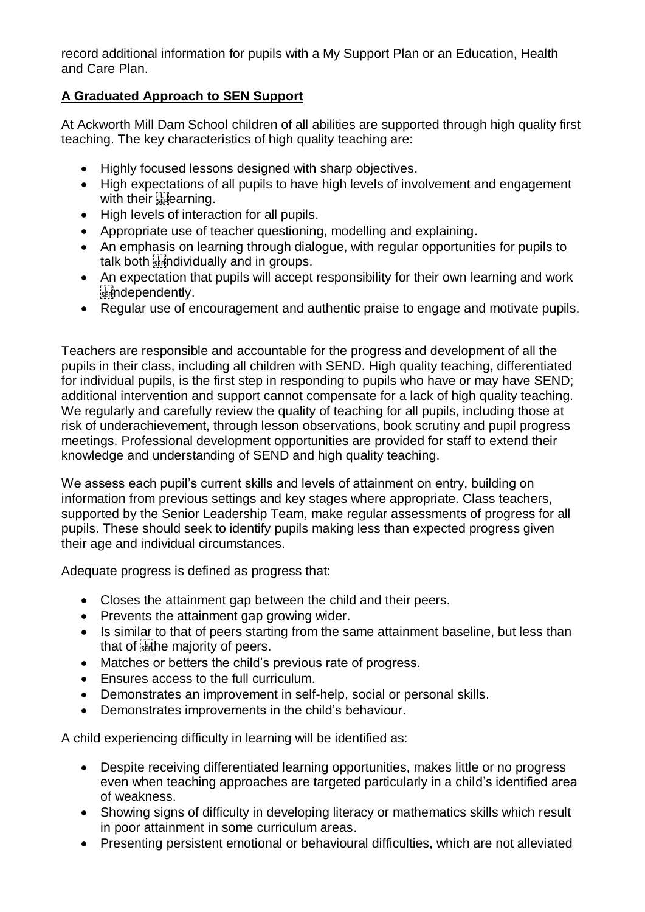record additional information for pupils with a My Support Plan or an Education, Health and Care Plan.

## **A Graduated Approach to SEN Support**

At Ackworth Mill Dam School children of all abilities are supported through high quality first teaching. The key characteristics of high quality teaching are:

- Highly focused lessons designed with sharp objectives.
- High expectations of all pupils to have high levels of involvement and engagement with their learning.
- High levels of interaction for all pupils.
- Appropriate use of teacher questioning, modelling and explaining.
- An emphasis on learning through dialogue, with regular opportunities for pupils to talk both individually and in groups.
- An expectation that pupils will accept responsibility for their own learning and work independently.
- Regular use of encouragement and authentic praise to engage and motivate pupils.

Teachers are responsible and accountable for the progress and development of all the pupils in their class, including all children with SEND. High quality teaching, differentiated for individual pupils, is the first step in responding to pupils who have or may have SEND; additional intervention and support cannot compensate for a lack of high quality teaching. We regularly and carefully review the quality of teaching for all pupils, including those at risk of underachievement, through lesson observations, book scrutiny and pupil progress meetings. Professional development opportunities are provided for staff to extend their knowledge and understanding of SEND and high quality teaching.

We assess each pupil's current skills and levels of attainment on entry, building on information from previous settings and key stages where appropriate. Class teachers, supported by the Senior Leadership Team, make regular assessments of progress for all pupils. These should seek to identify pupils making less than expected progress given their age and individual circumstances.

Adequate progress is defined as progress that:

- Closes the attainment gap between the child and their peers.
- Prevents the attainment gap growing wider.
- Is similar to that of peers starting from the same attainment baseline, but less than that of the majority of peers.
- Matches or betters the child's previous rate of progress.
- Ensures access to the full curriculum.
- Demonstrates an improvement in self-help, social or personal skills.
- Demonstrates improvements in the child's behaviour.

A child experiencing difficulty in learning will be identified as:

- Despite receiving differentiated learning opportunities, makes little or no progress even when teaching approaches are targeted particularly in a child's identified area of weakness.
- Showing signs of difficulty in developing literacy or mathematics skills which result in poor attainment in some curriculum areas.
- Presenting persistent emotional or behavioural difficulties, which are not alleviated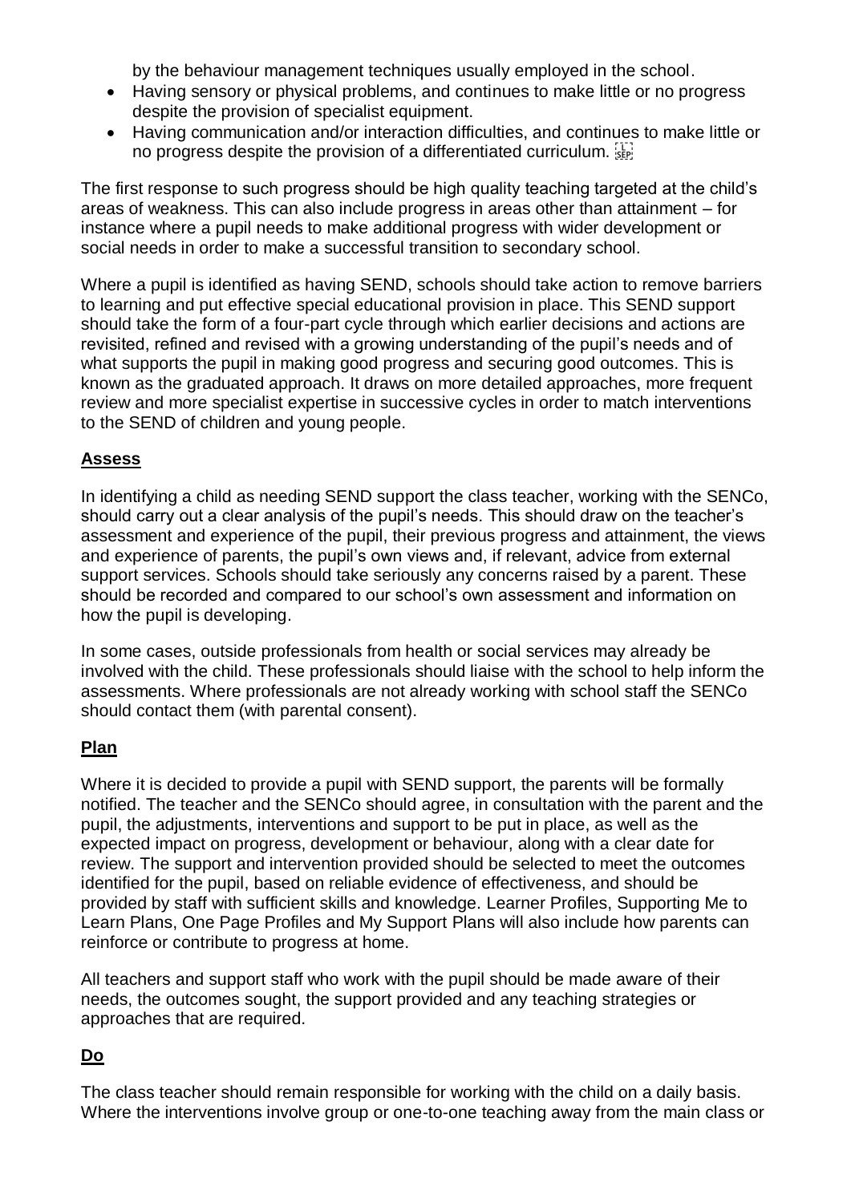by the behaviour management techniques usually employed in the school.

- Having sensory or physical problems, and continues to make little or no progress despite the provision of specialist equipment.
- Having communication and/or interaction difficulties, and continues to make little or no progress despite the provision of a differentiated curriculum.

The first response to such progress should be high quality teaching targeted at the child's areas of weakness. This can also include progress in areas other than attainment – for instance where a pupil needs to make additional progress with wider development or social needs in order to make a successful transition to secondary school.

Where a pupil is identified as having SEND, schools should take action to remove barriers to learning and put effective special educational provision in place. This SEND support should take the form of a four-part cycle through which earlier decisions and actions are revisited, refined and revised with a growing understanding of the pupil's needs and of what supports the pupil in making good progress and securing good outcomes. This is known as the graduated approach. It draws on more detailed approaches, more frequent review and more specialist expertise in successive cycles in order to match interventions to the SEND of children and young people.

## Assess

In identifying a child as needing SEND support the class teacher, working with the SENCo, should carry out a clear analysis of the pupil's needs. This should draw on the teacher's assessment and experience of the pupil, their previous progress and attainment, the views and experience of parents, the pupil's own views and, if relevant, advice from external support services. Schools should take seriously any concerns raised by a parent. These should be recorded and compared to our school's own assessment and information on how the pupil is developing.

In some cases, outside professionals from health or social services may already be involved with the child. These professionals should liaise with the school to help inform the assessments. Where professionals are not already working with school staff the SENCo should contact them (with parental consent).

## Plan

Where it is decided to provide a pupil with SEND support, the parents will be formally notified. The teacher and the SENCo should agree, in consultation with the parent and the pupil, the adjustments, interventions and support to be put in place, as well as the expected impact on progress, development or behaviour, along with a clear date for review. The support and intervention provided should be selected to meet the outcomes identified for the pupil, based on reliable evidence of effectiveness, and should be provided by staff with sufficient skills and knowledge. Learner Profiles, Supporting Me to Learn Plans, One Page Profiles and My Support Plans will also include how parents can reinforce or contribute to progress at home.

All teachers and support staff who work with the pupil should be made aware of their needs, the outcomes sought, the support provided and any teaching strategies or approaches that are required.

## Do

The class teacher should remain responsible for working with the child on a daily basis. Where the interventions involve group or one-to-one teaching away from the main class or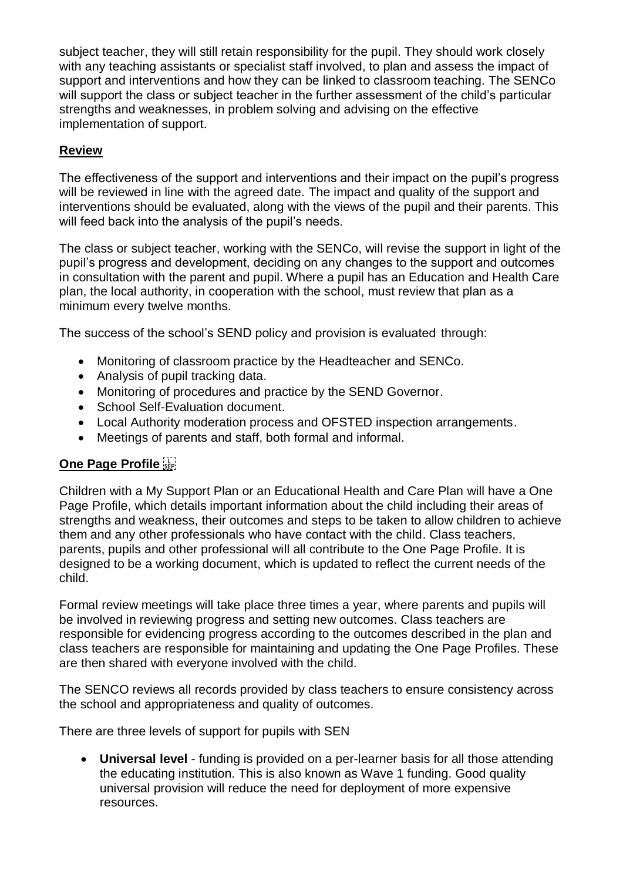subject teacher, they will still retain responsibility for the pupil. They should work closely with any teaching assistants or specialist staff involved, to plan and assess the impact of support and interventions and how they can be linked to classroom teaching. The SENCo will support the class or subject teacher in the further assessment of the child's particular strengths and weaknesses, in problem solving and advising on the effective implementation of support.

## **Review**

The effectiveness of the support and interventions and their impact on the pupil's progress will be reviewed in line with the agreed date. The impact and quality of the support and interventions should be evaluated, along with the views of the pupil and their parents. This will feed back into the analysis of the pupil's needs.

The class or subject teacher, working with the SENCo, will revise the support in light of the pupil's progress and development, deciding on any changes to the support and outcomes in consultation with the parent and pupil. Where a pupil has an Education and Health Care plan, the local authority, in cooperation with the school, must review that plan as a minimum every twelve months.

The success of the school's SEND policy and provision is evaluated through:

- Monitoring of classroom practice by the Headteacher and SENCo.
- Analysis of pupil tracking data.
- Monitoring of procedures and practice by the SEND Governor.
- School Self-Evaluation document.
- Local Authority moderation process and OFSTED inspection arrangements.
- Meetings of parents and staff, both formal and informal.

## **One Page Profile**

Children with a My Support Plan or an Educational Health and Care Plan will have a One Page Profile, which details important information about the child including their areas of strengths and weakness, their outcomes and steps to be taken to allow children to achieve them and any other professionals who have contact with the child. Class teachers, parents, pupils and other professional will all contribute to the One Page Profile. It is designed to be a working document, which is updated to reflect the current needs of the child.

Formal review meetings will take place three times a year, where parents and pupils will be involved in reviewing progress and setting new outcomes. Class teachers are responsible for evidencing progress according to the outcomes described in the plan and class teachers are responsible for maintaining and updating the One Page Profiles. These are then shared with everyone involved with the child.

The SENCO reviews all records provided by class teachers to ensure consistency across the school and appropriateness and quality of outcomes.

There are three levels of support for pupils with SEN

- **Universal level** - funding is provided on a per-learner basis for all those attending the educating institution. This is also known as Wave 1 funding. Good quality universal provision will reduce the need for deployment of more expensive resources.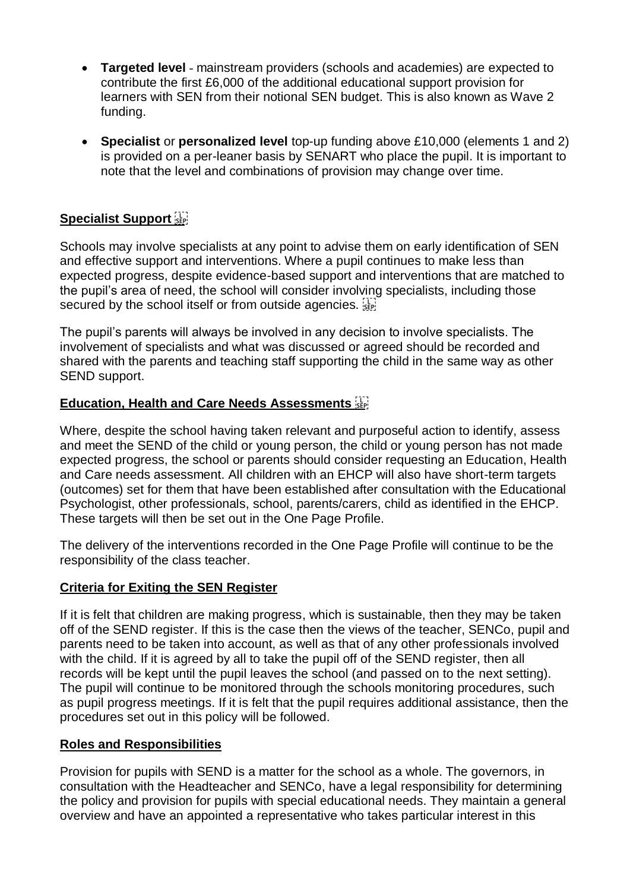- **Targeted level** - mainstream providers (schools and academies) are expected to contribute the first £6,000 of the additional educational support provision for learners with SEN from their notional SEN budget. This is also known as Wave 2 funding.

- **Specialist** or **personalized level** top-up funding above £10,000 (elements 1 and 2) is provided on a per-leaner basis by SENART who place the pupil. It is important to note that the level and combinations of provision may change over time.

## Specialist Support

Schools may involve specialists at any point to advise them on early identification of SEN and effective support and interventions. Where a pupil continues to make less than expected progress, despite evidence-based support and interventions that are matched to the pupil's area of need, the school will consider involving specialists, including those secured by the school itself or from outside agencies.

The pupil's parents will always be involved in any decision to involve specialists. The involvement of specialists and what was discussed or agreed should be recorded and shared with the parents and teaching staff supporting the child in the same way as other SEND support.

## Education, Health and Care Needs Assessments

Where, despite the school having taken relevant and purposeful action to identify, assess and meet the SEND of the child or young person, the child or young person has not made expected progress, the school or parents should consider requesting an Education, Health and Care needs assessment. All children with an EHCP will also have short-term targets (outcomes) set for them that have been established after consultation with the Educational Psychologist, other professionals, school, parents/carers, child as identified in the EHCP. These targets will then be set out in the One Page Profile.

The delivery of the interventions recorded in the One Page Profile will continue to be the responsibility of the class teacher.

## Criteria for Exiting the SEN Register

If it is felt that children are making progress, which is sustainable, then they may be taken off of the SEND register. If this is the case then the views of the teacher, SENCo, pupil and parents need to be taken into account, as well as that of any other professionals involved with the child. If it is agreed by all to take the pupil off of the SEND register, then all records will be kept until the pupil leaves the school (and passed on to the next setting). The pupil will continue to be monitored through the schools monitoring procedures, such as pupil progress meetings. If it is felt that the pupil requires additional assistance, then the procedures set out in this policy will be followed.

## Roles and Responsibilities

Provision for pupils with SEND is a matter for the school as a whole. The governors, in consultation with the Headteacher and SENCo, have a legal responsibility for determining the policy and provision for pupils with special educational needs. They maintain a general overview and have an appointed a representative who takes particular interest in this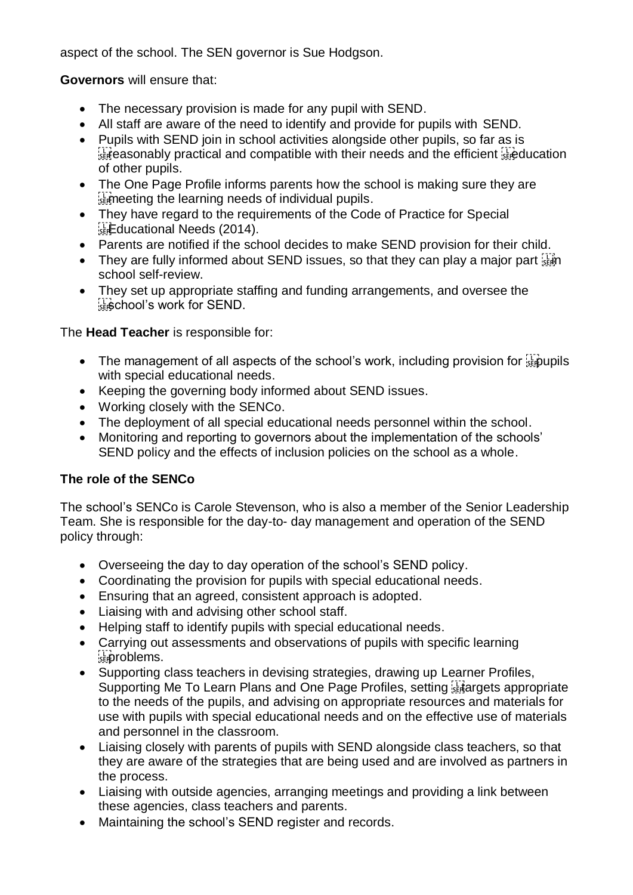aspect of the school. The SEN governor is Sue Hodgson.

**Governors** will ensure that:

- The necessary provision is made for any pupil with SEND.
- All staff are aware of the need to identify and provide for pupils with SEND.
- Pupils with SEND join in school activities alongside other pupils, so far as is reasonably practical and compatible with their needs and the efficient education of other pupils.
- The One Page Profile informs parents how the school is making sure they are meeting the learning needs of individual pupils.
- They have regard to the requirements of the Code of Practice for Special Educational Needs (2014).
- Parents are notified if the school decides to make SEND provision for their child.
- They are fully informed about SEND issues, so that they can play a major part in school self-review.
- They set up appropriate staffing and funding arrangements, and oversee the school's work for SEND.

The **Head Teacher** is responsible for:

- The management of all aspects of the school's work, including provision for pupils with special educational needs.
- Keeping the governing body informed about SEND issues.
- Working closely with the SENCo.
- The deployment of all special educational needs personnel within the school.
- Monitoring and reporting to governors about the implementation of the schools' SEND policy and the effects of inclusion policies on the school as a whole.

**The role of the SENCo**

The school's SENCo is Carole Stevenson, who is also a member of the Senior Leadership Team. She is responsible for the day-to- day management and operation of the SEND policy through:

- Overseeing the day to day operation of the school's SEND policy.
- Coordinating the provision for pupils with special educational needs.
- Ensuring that an agreed, consistent approach is adopted.
- Liaising with and advising other school staff.
- Helping staff to identify pupils with special educational needs.
- Carrying out assessments and observations of pupils with specific learning problems.
- Supporting class teachers in devising strategies, drawing up Learner Profiles, Supporting Me To Learn Plans and One Page Profiles, setting targets appropriate to the needs of the pupils, and advising on appropriate resources and materials for use with pupils with special educational needs and on the effective use of materials and personnel in the classroom.
- Liaising closely with parents of pupils with SEND alongside class teachers, so that they are aware of the strategies that are being used and are involved as partners in the process.
- Liaising with outside agencies, arranging meetings and providing a link between these agencies, class teachers and parents.
- Maintaining the school's SEND register and records.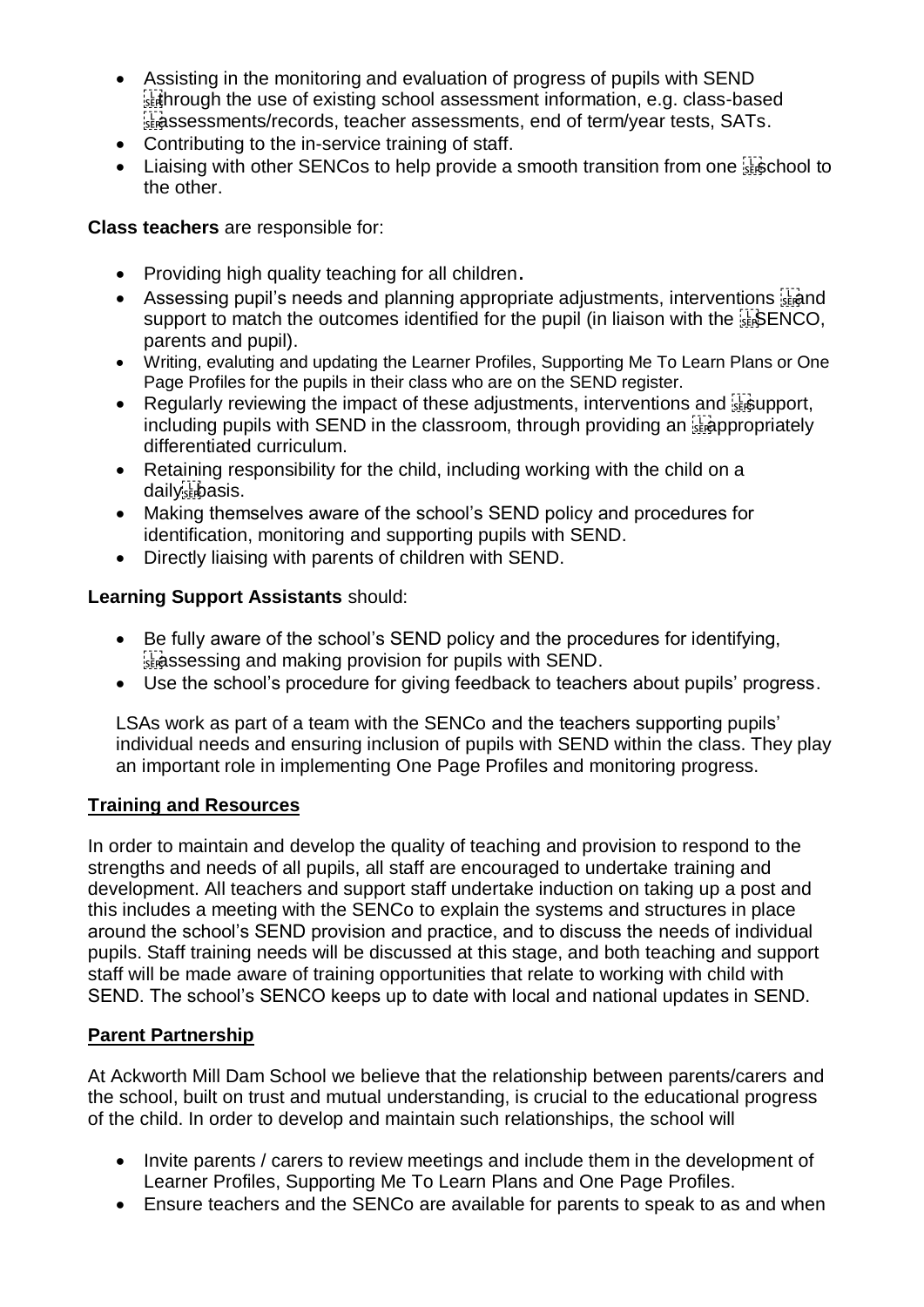- Assisting in the monitoring and evaluation of progress of pupils with SEND through the use of existing school assessment information, e.g. class-based assessments/records, teacher assessments, end of term/year tests, SATs.
- Contributing to the in-service training of staff.
- Liaising with other SENCos to help provide a smooth transition from one school to the other.

**Class teachers** are responsible for:

- Providing high quality teaching for all children.
- Assessing pupil's needs and planning appropriate adjustments, interventions and support to match the outcomes identified for the pupil (in liaison with the SENCO, parents and pupil).
- Writing, evaluting and updating the Learner Profiles, Supporting Me To Learn Plans or One Page Profiles for the pupils in their class who are on the SEND register.
- Regularly reviewing the impact of these adjustments, interventions and support, including pupils with SEND in the classroom, through providing an appropriately differentiated curriculum.
- Retaining responsibility for the child, including working with the child on a daily basis.
- Making themselves aware of the school's SEND policy and procedures for identification, monitoring and supporting pupils with SEND.
- Directly liaising with parents of children with SEND.

**Learning Support Assistants** should:

- Be fully aware of the school's SEND policy and the procedures for identifying, assessing and making provision for pupils with SEND.
- Use the school's procedure for giving feedback to teachers about pupils' progress.

LSAs work as part of a team with the SENCo and the teachers supporting pupils' individual needs and ensuring inclusion of pupils with SEND within the class. They play an important role in implementing One Page Profiles and monitoring progress.

## Training and Resources

In order to maintain and develop the quality of teaching and provision to respond to the strengths and needs of all pupils, all staff are encouraged to undertake training and development. All teachers and support staff undertake induction on taking up a post and this includes a meeting with the SENCo to explain the systems and structures in place around the school's SEND provision and practice, and to discuss the needs of individual pupils. Staff training needs will be discussed at this stage, and both teaching and support staff will be made aware of training opportunities that relate to working with child with SEND. The school's SENCO keeps up to date with local and national updates in SEND.

## Parent Partnership

At Ackworth Mill Dam School we believe that the relationship between parents/carers and the school, built on trust and mutual understanding, is crucial to the educational progress of the child. In order to develop and maintain such relationships, the school will

- Invite parents / carers to review meetings and include them in the development of Learner Profiles, Supporting Me To Learn Plans and One Page Profiles.
- Ensure teachers and the SENCo are available for parents to speak to as and when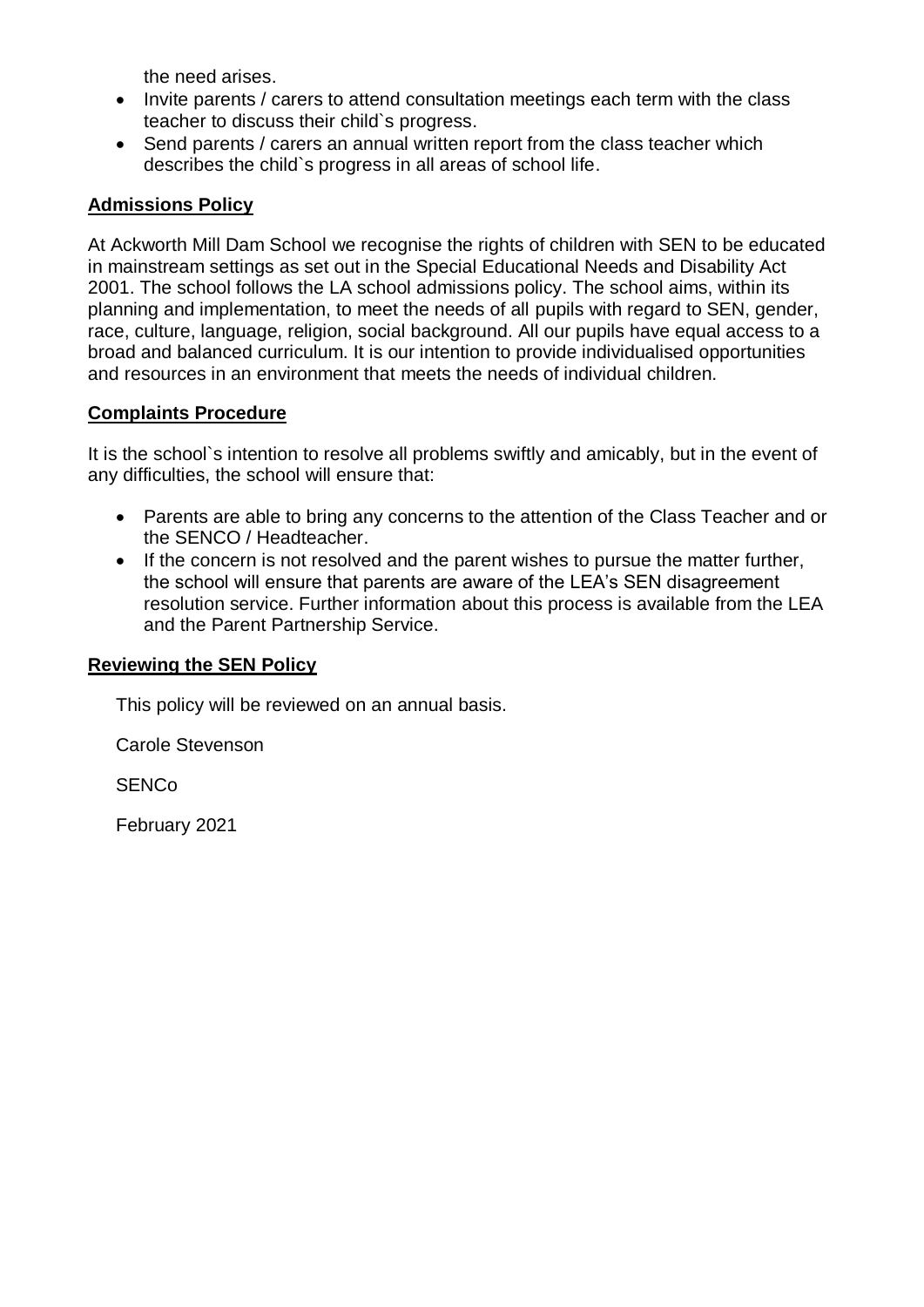the need arises.

- Invite parents / carers to attend consultation meetings each term with the class teacher to discuss their child`s progress.
- Send parents / carers an annual written report from the class teacher which describes the child`s progress in all areas of school life.

## **Admissions Policy**

At Ackworth Mill Dam School we recognise the rights of children with SEN to be educated in mainstream settings as set out in the Special Educational Needs and Disability Act 2001. The school follows the LA school admissions policy. The school aims, within its planning and implementation, to meet the needs of all pupils with regard to SEN, gender, race, culture, language, religion, social background. All our pupils have equal access to a broad and balanced curriculum. It is our intention to provide individualised opportunities and resources in an environment that meets the needs of individual children.

## **Complaints Procedure**

It is the school`s intention to resolve all problems swiftly and amicably, but in the event of any difficulties, the school will ensure that:

- Parents are able to bring any concerns to the attention of the Class Teacher and or the SENCO / Headteacher.
- If the concern is not resolved and the parent wishes to pursue the matter further, the school will ensure that parents are aware of the LEA's SEN disagreement resolution service. Further information about this process is available from the LEA and the Parent Partnership Service.

## **Reviewing the SEN Policy**

This policy will be reviewed on an annual basis.

Carole Stevenson

SENCo

February 2021